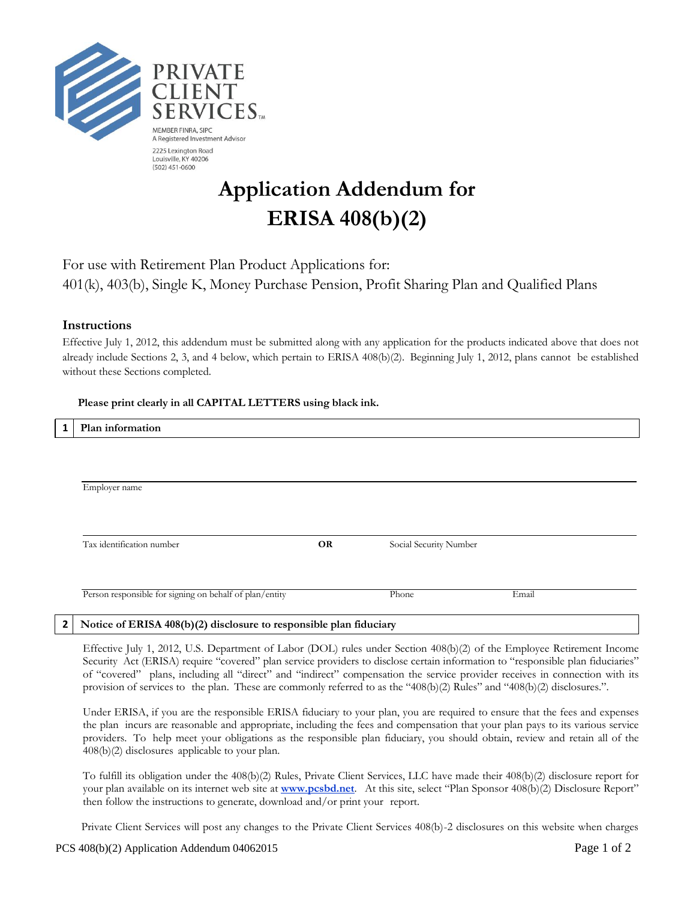PRIVATE CLIENT SERVICES™

MEMBER FINRA, SIPC
A Registered Investment Advisor
2225 Lexington Road
Louisville, KY 40206
(502) 451-0600

# Application Addendum for ERISA 408(b)(2)

For use with Retirement Plan Product Applications for:
401(k), 403(b), Single K, Money Purchase Pension, Profit Sharing Plan and Qualified Plans

## Instructions

Effective July 1, 2012, this addendum must be submitted along with any application for the products indicated above that does not already include Sections 2, 3, and 4 below, which pertain to ERISA 408(b)(2). Beginning July 1, 2012, plans cannot be established without these Sections completed.

**Please print clearly in all CAPITAL LETTERS using black ink.**

## 1 Plan information

Employer name

Tax identification number **OR** Social Security Number

Person responsible for signing on behalf of plan/entity Phone Email

## 2 Notice of ERISA 408(b)(2) disclosure to responsible plan fiduciary

Effective July 1, 2012, U.S. Department of Labor (DOL) rules under Section 408(b)(2) of the Employee Retirement Income Security Act (ERISA) require "covered" plan service providers to disclose certain information to "responsible plan fiduciaries" of "covered" plans, including all "direct" and "indirect" compensation the service provider receives in connection with its provision of services to the plan. These are commonly referred to as the "408(b)(2) Rules" and "408(b)(2) disclosures.".

Under ERISA, if you are the responsible ERISA fiduciary to your plan, you are required to ensure that the fees and expenses the plan incurs are reasonable and appropriate, including the fees and compensation that your plan pays to its various service providers. To help meet your obligations as the responsible plan fiduciary, you should obtain, review and retain all of the 408(b)(2) disclosures applicable to your plan.

To fulfill its obligation under the 408(b)(2) Rules, Private Client Services, LLC have made their 408(b)(2) disclosure report for your plan available on its internet web site at **www.pcsbd.net**. At this site, select "Plan Sponsor 408(b)(2) Disclosure Report" then follow the instructions to generate, download and/or print your report.

Private Client Services will post any changes to the Private Client Services 408(b)-2 disclosures on this website when charges

PCS 408(b)(2) Application Addendum 04062015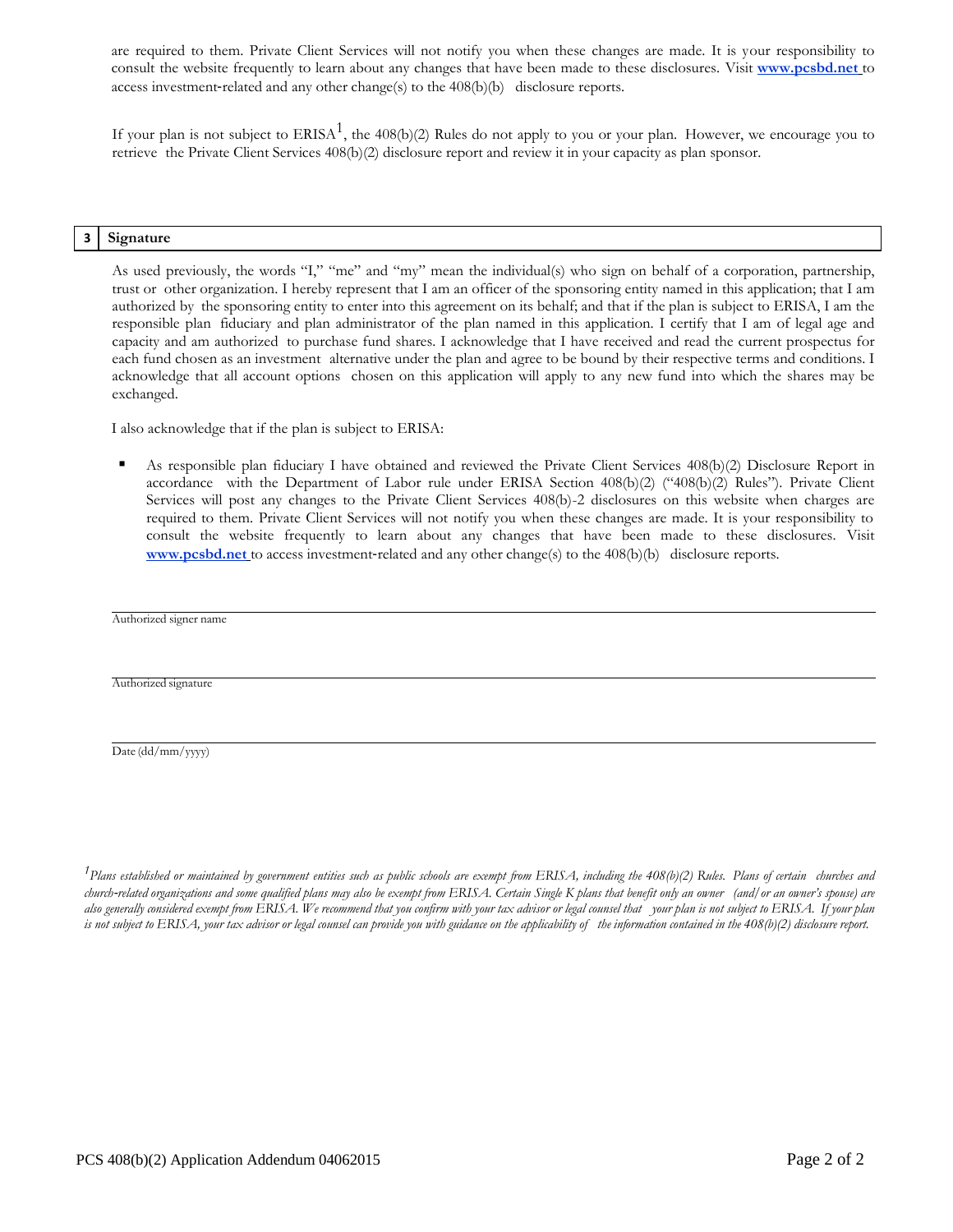are required to them. Private Client Services will not notify you when these changes are made. It is your responsibility to consult the website frequently to learn about any changes that have been made to these disclosures. Visit **www.pcsbd.net** to access investment-related and any other change(s) to the 408(b)(b) disclosure reports.

If your plan is not subject to ERISA[1], the 408(b)(2) Rules do not apply to you or your plan. However, we encourage you to retrieve the Private Client Services 408(b)(2) disclosure report and review it in your capacity as plan sponsor.

## 3 Signature

As used previously, the words "I," "me" and "my" mean the individual(s) who sign on behalf of a corporation, partnership, trust or other organization. I hereby represent that I am an officer of the sponsoring entity named in this application; that I am authorized by the sponsoring entity to enter into this agreement on its behalf; and that if the plan is subject to ERISA, I am the responsible plan fiduciary and plan administrator of the plan named in this application. I certify that I am of legal age and capacity and am authorized to purchase fund shares. I acknowledge that I have received and read the current prospectus for each fund chosen as an investment alternative under the plan and agree to be bound by their respective terms and conditions. I acknowledge that all account options chosen on this application will apply to any new fund into which the shares may be exchanged.

I also acknowledge that if the plan is subject to ERISA:

- As responsible plan fiduciary I have obtained and reviewed the Private Client Services 408(b)(2) Disclosure Report in accordance with the Department of Labor rule under ERISA Section 408(b)(2) ("408(b)(2) Rules"). Private Client Services will post any changes to the Private Client Services 408(b)-2 disclosures on this website when charges are required to them. Private Client Services will not notify you when these changes are made. It is your responsibility to consult the website frequently to learn about any changes that have been made to these disclosures. Visit **www.pcsbd.net** to access investment-related and any other change(s) to the 408(b)(b) disclosure reports.

Authorized signer name

Authorized signature

Date (dd/mm/yyyy)

*[1] Plans established or maintained by government entities such as public schools are exempt from ERISA, including the 408(b)(2) Rules. Plans of certain churches and church-related organizations and some qualified plans may also be exempt from ERISA. Certain Single K plans that benefit only an owner (and/or an owner's spouse) are also generally considered exempt from ERISA. We recommend that you confirm with your tax advisor or legal counsel that your plan is not subject to ERISA. If your plan is not subject to ERISA, your tax advisor or legal counsel can provide you with guidance on the applicability of the information contained in the 408(b)(2) disclosure report.*

PCS 408(b)(2) Application Addendum 04062015